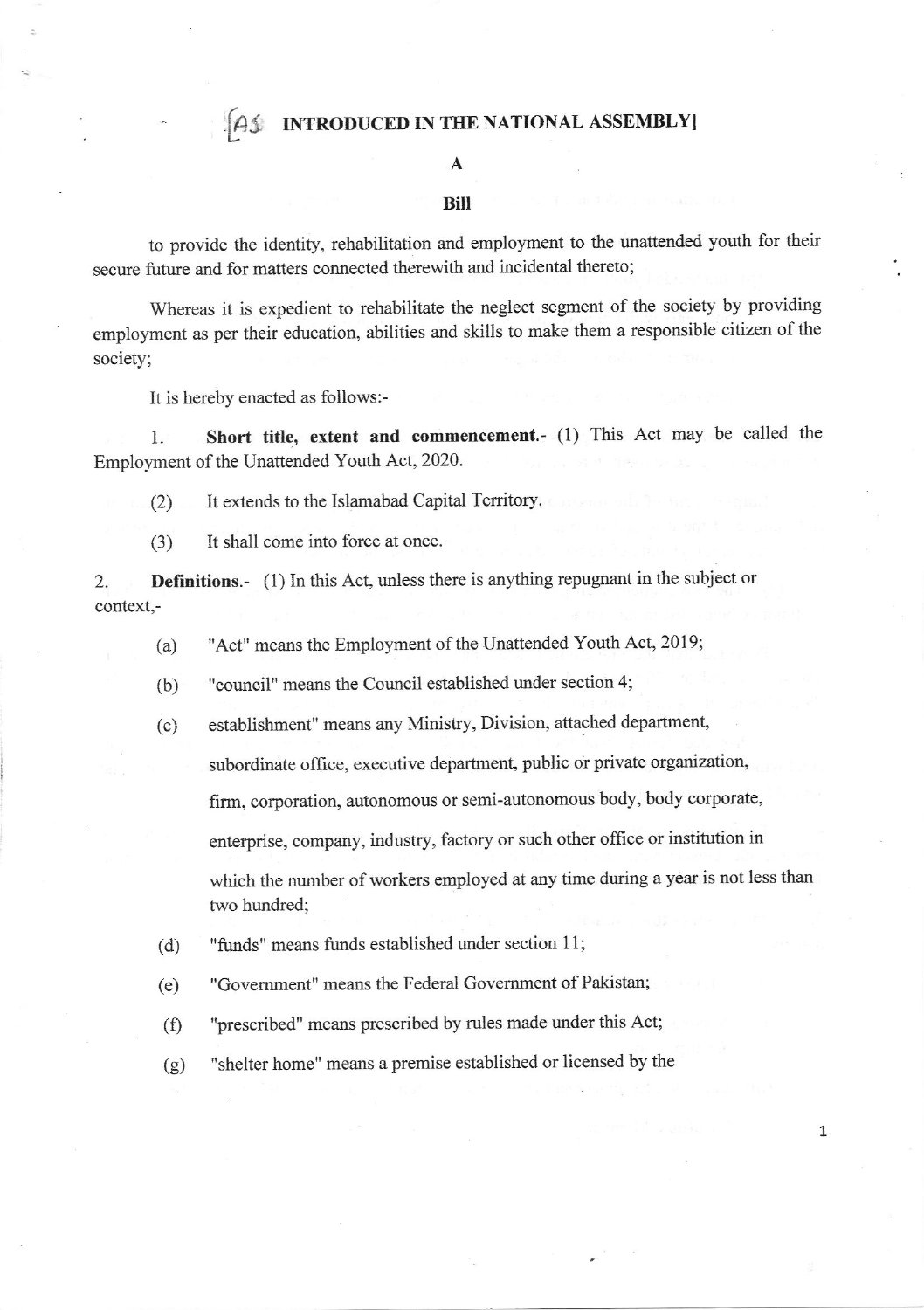[AS INTRODUCED IN THE NATIONAL ASSEMBLY]

# A

# Bill

to provide the identity, rehabilitation and employment to the unattended youth for their secure future and for matters connected therewith and incidental thereto;

Whereas it is expedient to rehabilitate the neglect segment of the society by providing employment as per their education, abilities and skills to make them a responsible citizen of the society;

It is hereby enacted as follows:-

1. **Short title, extent and commencement.**- (1) This Act may be called the Employment of the Unattended Youth Act, 2020.

(2) It extends to the Islamabad Capital Territory.

(3) It shall come into force at once.

2. **Definitions.**- (1) In this Act, unless there is anything repugnant in the subject or context,-

(a) "Act" means the Employment of the Unattended Youth Act, 2019;

(b) "council" means the Council established under section 4;

(c) establishment" means any Ministry, Division, attached department, subordinate office, executive department, public or private organization, firm, corporation, autonomous or semi-autonomous body, body corporate, enterprise, company, industry, factory or such other office or institution in which the number of workers employed at any time during a year is not less than two hundred;

(d) "funds" means funds established under section 11;

(e) "Government" means the Federal Government of Pakistan;

(f) "prescribed" means prescribed by rules made under this Act;

(g) "shelter home" means a premise established or licensed by the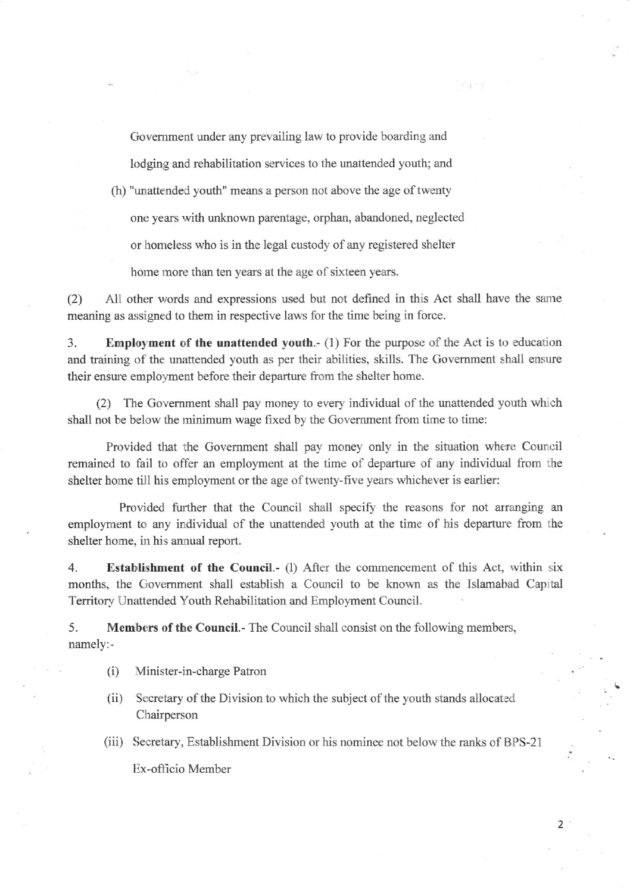Government under any prevailing law to provide boarding and lodging and rehabilitation services to the unattended youth; and

(h) "unattended youth" means a person not above the age of twenty one years with unknown parentage, orphan, abandoned, neglected or homeless who is in the legal custody of any registered shelter home more than ten years at the age of sixteen years.

(2) All other words and expressions used but not defined in this Act shall have the same meaning as assigned to them in respective laws for the time being in force.

3. **Employment of the unattended youth.**- (1) For the purpose of the Act is to education and training of the unattended youth as per their abilities, skills. The Government shall ensure their ensure employment before their departure from the shelter home.

(2) The Government shall pay money to every individual of the unattended youth which shall not be below the minimum wage fixed by the Government from time to time:

Provided that the Government shall pay money only in the situation where Council remained to fail to offer an employment at the time of departure of any individual from the shelter home till his employment or the age of twenty-five years whichever is earlier:

Provided further that the Council shall specify the reasons for not arranging an employment to any individual of the unattended youth at the time of his departure from the shelter home, in his annual report.

4. **Establishment of the Council.**- (1) After the commencement of this Act, within six months, the Government shall establish a Council to be known as the Islamabad Capital Territory Unattended Youth Rehabilitation and Employment Council.

5. **Members of the Council.**- The Council shall consist on the following members, namely:-

(i) Minister-in-charge Patron

(ii) Secretary of the Division to which the subject of the youth stands allocated Chairperson

(iii) Secretary, Establishment Division or his nominee not below the ranks of BPS-21 Ex-officio Member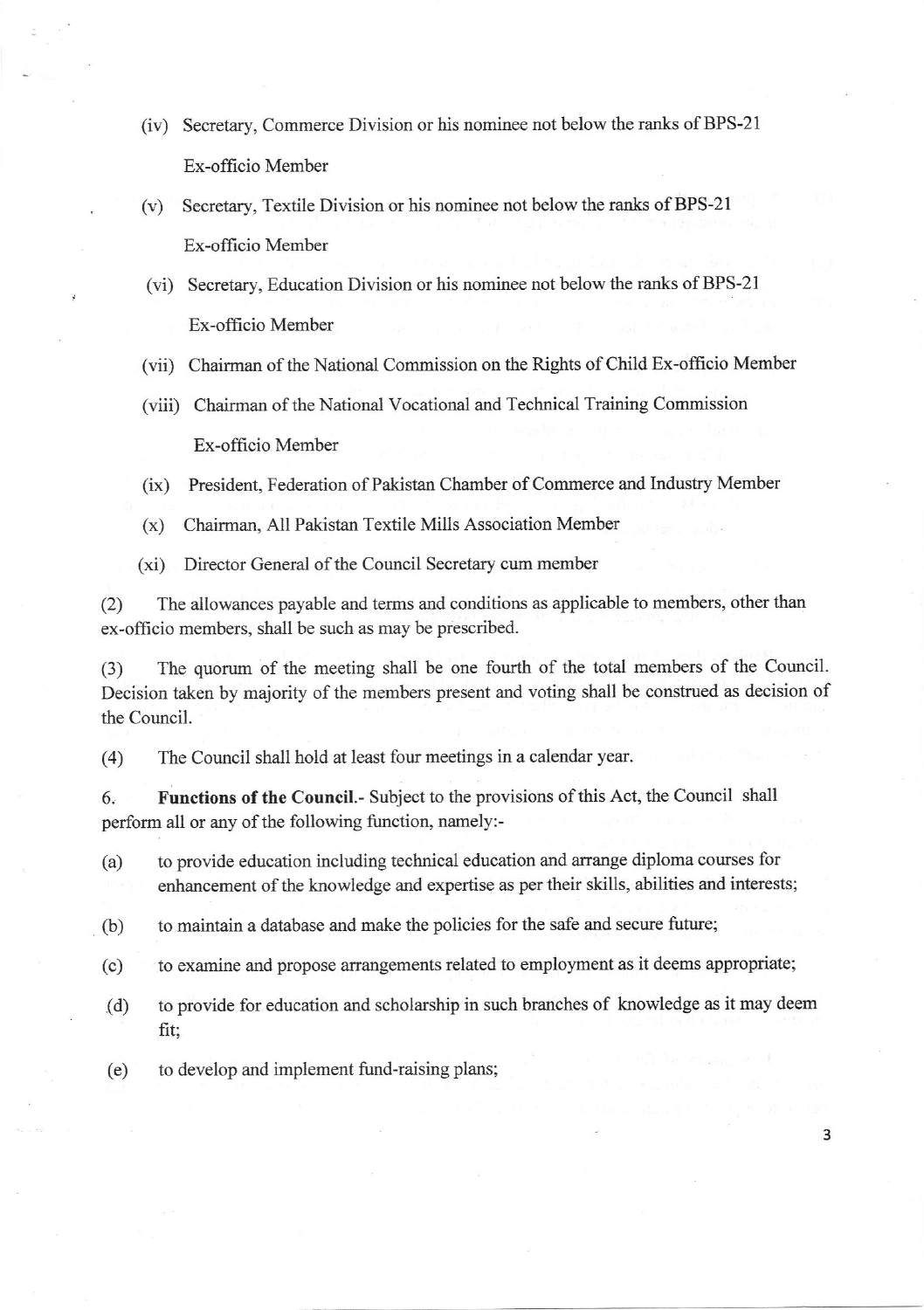(iv) Secretary, Commerce Division or his nominee not below the ranks of BPS-21
Ex-officio Member

(v) Secretary, Textile Division or his nominee not below the ranks of BPS-21
Ex-officio Member

(vi) Secretary, Education Division or his nominee not below the ranks of BPS-21
Ex-officio Member

(vii) Chairman of the National Commission on the Rights of Child Ex-officio Member

(viii) Chairman of the National Vocational and Technical Training Commission
Ex-officio Member

(ix) President, Federation of Pakistan Chamber of Commerce and Industry Member

(x) Chairman, All Pakistan Textile Mills Association Member

(xi) Director General of the Council Secretary cum member

(2) The allowances payable and terms and conditions as applicable to members, other than ex-officio members, shall be such as may be prescribed.

(3) The quorum of the meeting shall be one fourth of the total members of the Council. Decision taken by majority of the members present and voting shall be construed as decision of the Council.

(4) The Council shall hold at least four meetings in a calendar year.

6. **Functions of the Council.**- Subject to the provisions of this Act, the Council shall perform all or any of the following function, namely:-

(a) to provide education including technical education and arrange diploma courses for enhancement of the knowledge and expertise as per their skills, abilities and interests;

(b) to maintain a database and make the policies for the safe and secure future;

(c) to examine and propose arrangements related to employment as it deems appropriate;

(d) to provide for education and scholarship in such branches of knowledge as it may deem fit;

(e) to develop and implement fund-raising plans;